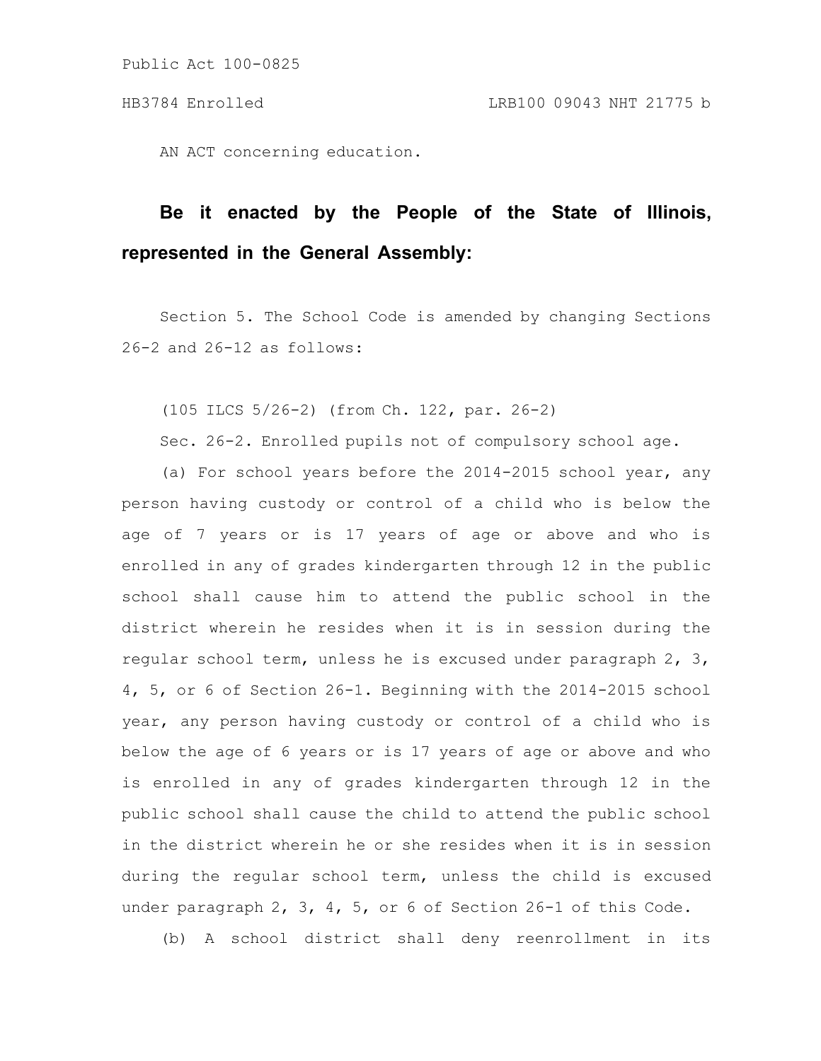Public Act 100-0825

HB3784 Enrolled LRB100 09043 NHT 21775 b

AN ACT concerning education.

**Be it enacted by the People of the State of Illinois, represented in the General Assembly:**

Section 5. The School Code is amended by changing Sections 26-2 and 26-12 as follows:

(105 ILCS 5/26-2) (from Ch. 122, par. 26-2)

Sec. 26-2. Enrolled pupils not of compulsory school age.

(a) For school years before the 2014-2015 school year, any person having custody or control of a child who is below the age of 7 years or is 17 years of age or above and who is enrolled in any of grades kindergarten through 12 in the public school shall cause him to attend the public school in the district wherein he resides when it is in session during the regular school term, unless he is excused under paragraph 2, 3, 4, 5, or 6 of Section 26-1. Beginning with the 2014-2015 school year, any person having custody or control of a child who is below the age of 6 years or is 17 years of age or above and who is enrolled in any of grades kindergarten through 12 in the public school shall cause the child to attend the public school in the district wherein he or she resides when it is in session during the regular school term, unless the child is excused under paragraph 2, 3, 4, 5, or 6 of Section 26-1 of this Code.

(b) A school district shall deny reenrollment in its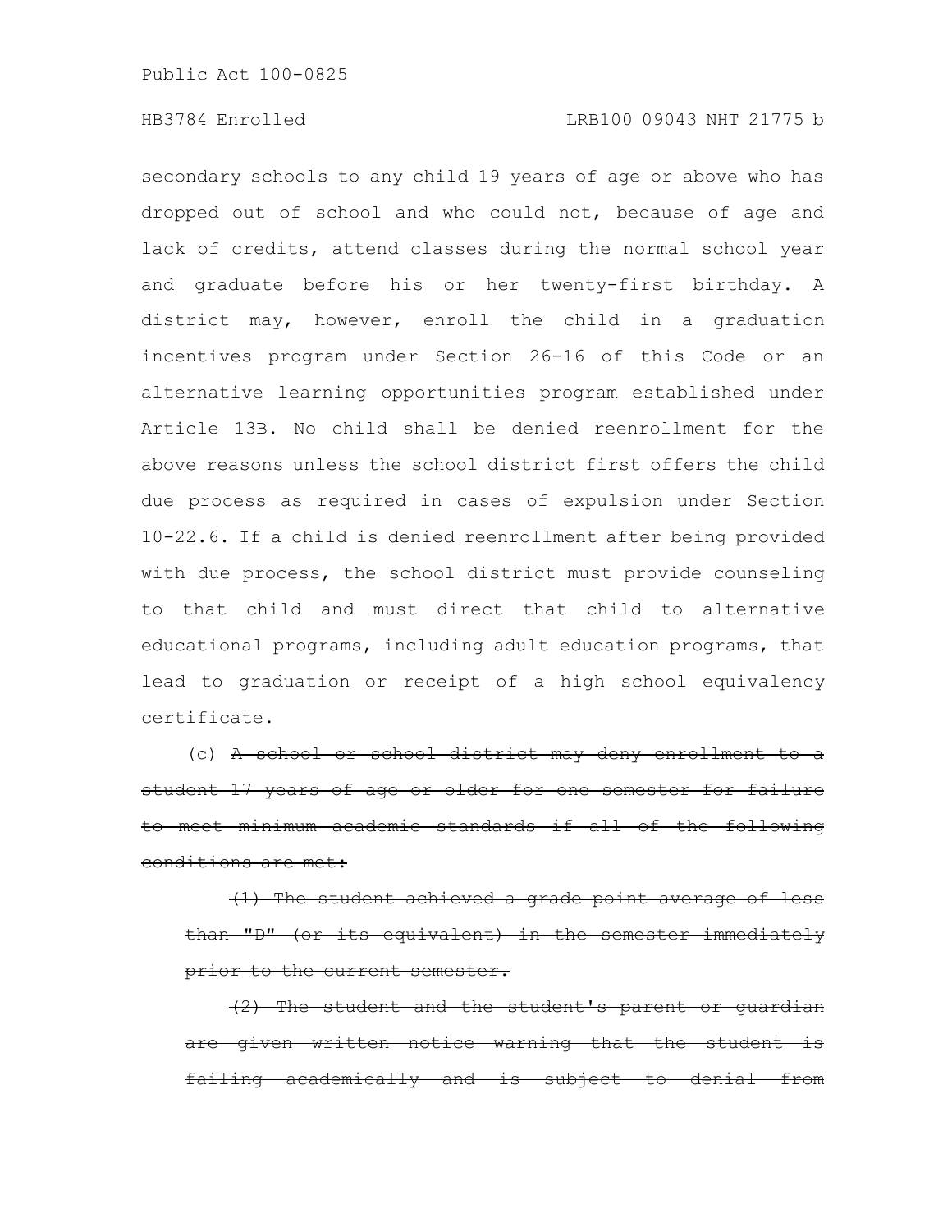secondary schools to any child 19 years of age or above who has dropped out of school and who could not, because of age and lack of credits, attend classes during the normal school year and graduate before his or her twenty-first birthday. A district may, however, enroll the child in a graduation incentives program under Section 26-16 of this Code or an alternative learning opportunities program established under Article 13B. No child shall be denied reenrollment for the above reasons unless the school district first offers the child due process as required in cases of expulsion under Section 10-22.6. If a child is denied reenrollment after being provided with due process, the school district must provide counseling to that child and must direct that child to alternative educational programs, including adult education programs, that lead to graduation or receipt of a high school equivalency certificate.

(c) ~~A school or school district may deny enrollment to a student 17 years of age or older for one semester for failure to meet minimum academic standards if all of the following conditions are met:~~

~~(1) The student achieved a grade point average of less than "D" (or its equivalent) in the semester immediately prior to the current semester.~~

~~(2) The student and the student's parent or guardian are given written notice warning that the student is failing academically and is subject to denial from~~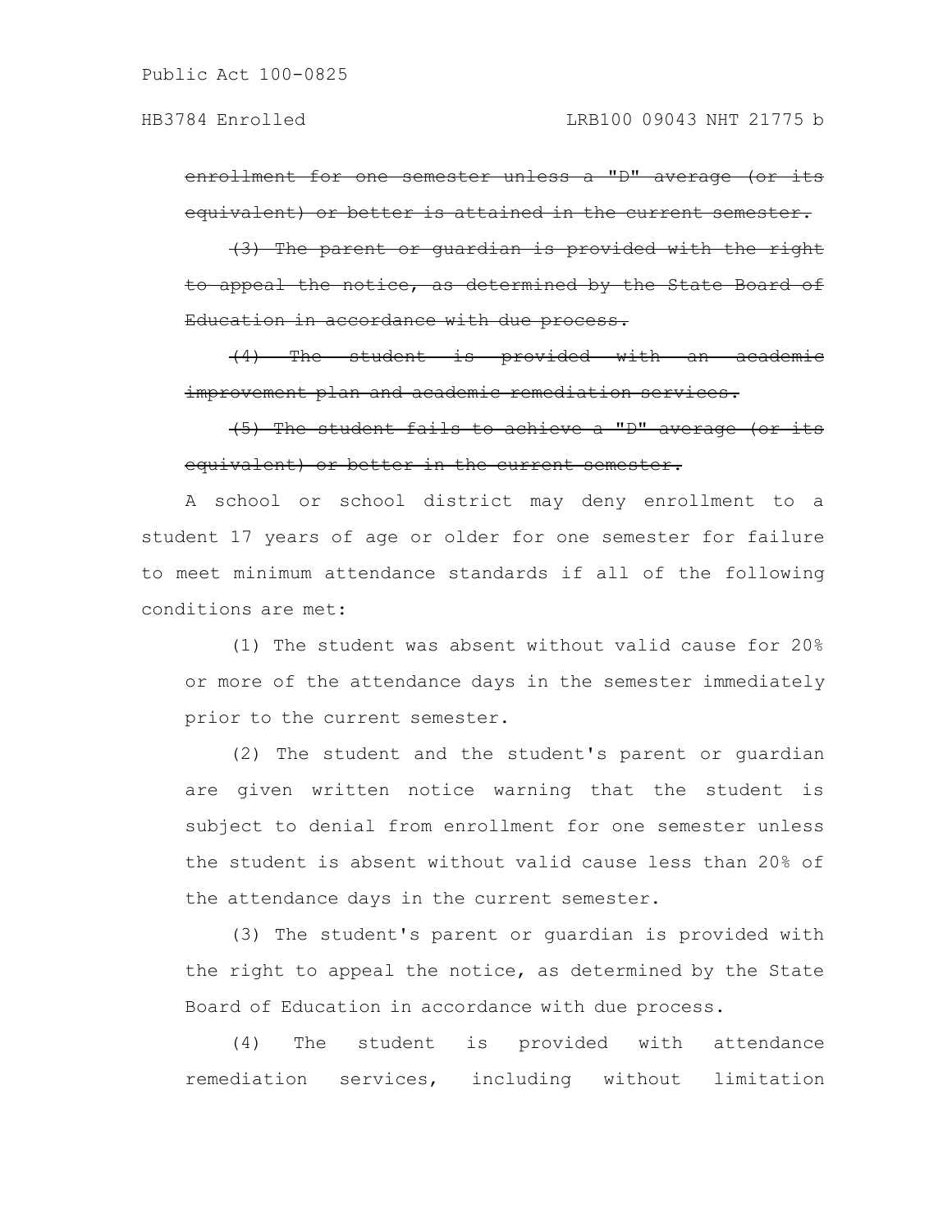~~enrollment for one semester unless a "D" average (or its equivalent) or better is attained in the current semester.~~

~~(3) The parent or guardian is provided with the right to appeal the notice, as determined by the State Board of Education in accordance with due process.~~

~~(4) The student is provided with an academic improvement plan and academic remediation services.~~

~~(5) The student fails to achieve a "D" average (or its equivalent) or better in the current semester.~~

A school or school district may deny enrollment to a student 17 years of age or older for one semester for failure to meet minimum attendance standards if all of the following conditions are met:

(1) The student was absent without valid cause for 20% or more of the attendance days in the semester immediately prior to the current semester.

(2) The student and the student's parent or guardian are given written notice warning that the student is subject to denial from enrollment for one semester unless the student is absent without valid cause less than 20% of the attendance days in the current semester.

(3) The student's parent or guardian is provided with the right to appeal the notice, as determined by the State Board of Education in accordance with due process.

(4) The student is provided with attendance remediation services, including without limitation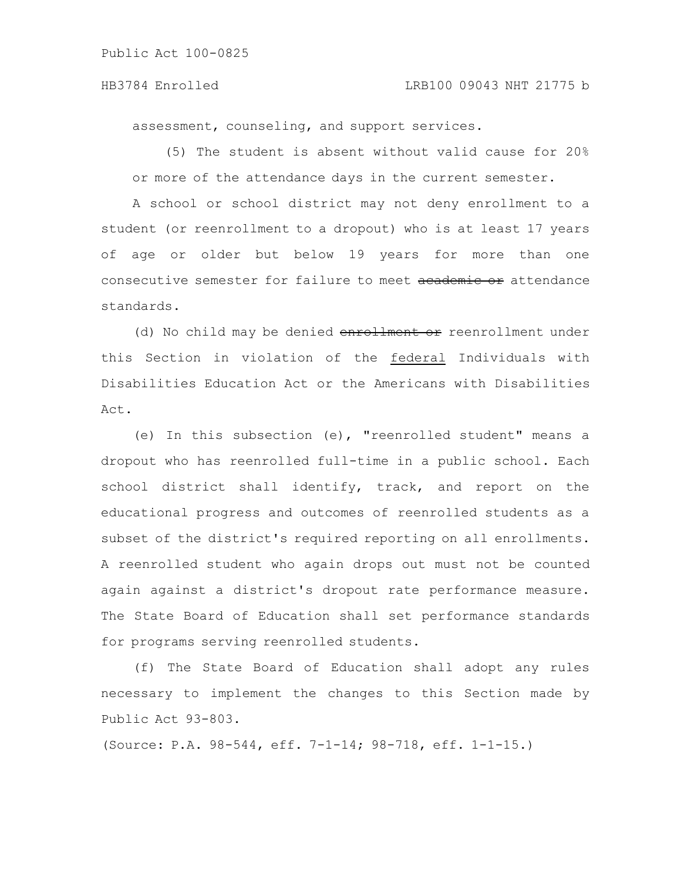assessment, counseling, and support services.

(5) The student is absent without valid cause for 20% or more of the attendance days in the current semester.

A school or school district may not deny enrollment to a student (or reenrollment to a dropout) who is at least 17 years of age or older but below 19 years for more than one consecutive semester for failure to meet ~~academic or~~ attendance standards.

(d) No child may be denied ~~enrollment or~~ reenrollment under this Section in violation of the <u>federal</u> Individuals with Disabilities Education Act or the Americans with Disabilities Act.

(e) In this subsection (e), "reenrolled student" means a dropout who has reenrolled full-time in a public school. Each school district shall identify, track, and report on the educational progress and outcomes of reenrolled students as a subset of the district's required reporting on all enrollments. A reenrolled student who again drops out must not be counted again against a district's dropout rate performance measure. The State Board of Education shall set performance standards for programs serving reenrolled students.

(f) The State Board of Education shall adopt any rules necessary to implement the changes to this Section made by Public Act 93-803.

(Source: P.A. 98-544, eff. 7-1-14; 98-718, eff. 1-1-15.)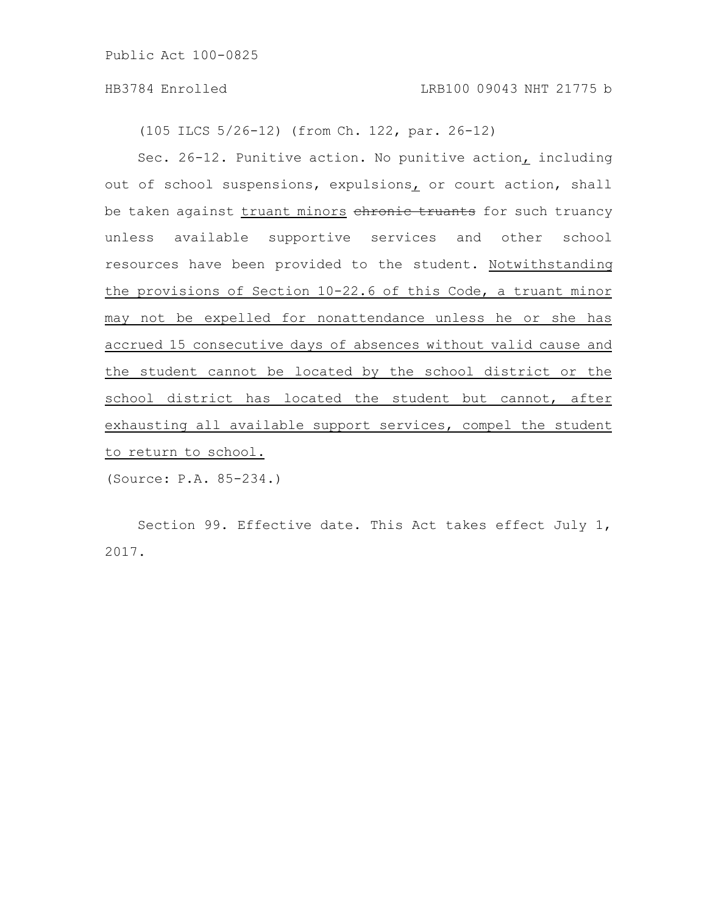(105 ILCS 5/26-12) (from Ch. 122, par. 26-12)

Sec. 26-12. Punitive action. No punitive action, including out of school suspensions, expulsions, or court action, shall be taken against truant minors ~~chronic truants~~ for such truancy unless available supportive services and other school resources have been provided to the student. Notwithstanding the provisions of Section 10-22.6 of this Code, a truant minor may not be expelled for nonattendance unless he or she has accrued 15 consecutive days of absences without valid cause and the student cannot be located by the school district or the school district has located the student but cannot, after exhausting all available support services, compel the student to return to school.

(Source: P.A. 85-234.)

Section 99. Effective date. This Act takes effect July 1, 2017.